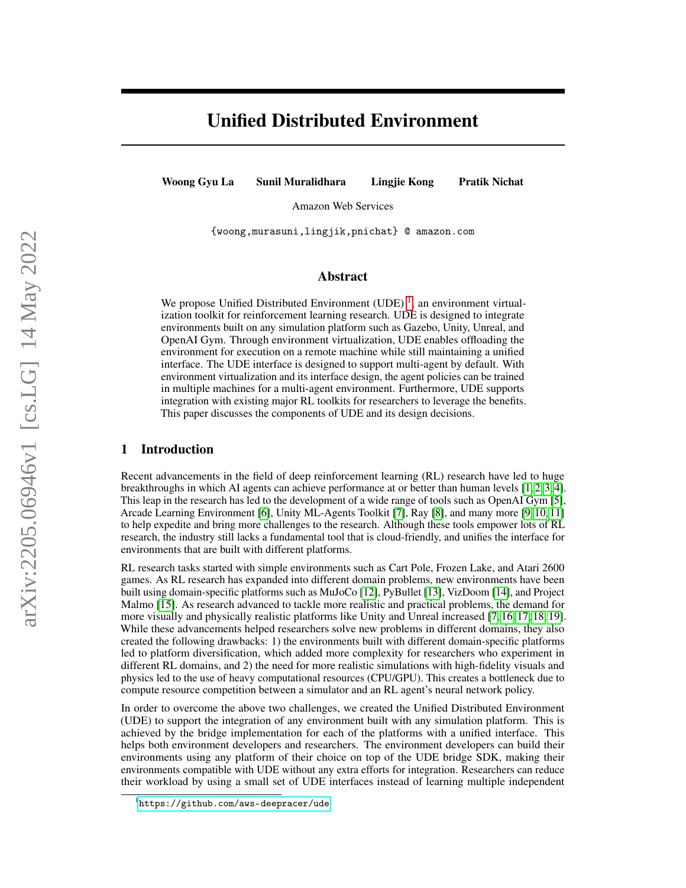# Unified Distributed Environment

**Woong Gyu La** **Sunil Muralidhara** **Lingjie Kong** **Pratik Nichat**

Amazon Web Services

{woong,murasuni,lingjik,pnichat} @ amazon.com

## Abstract

We propose Unified Distributed Environment (UDE) [1], an environment virtualization toolkit for reinforcement learning research. UDE is designed to integrate environments built on any simulation platform such as Gazebo, Unity, Unreal, and OpenAI Gym. Through environment virtualization, UDE enables offloading the environment for execution on a remote machine while still maintaining a unified interface. The UDE interface is designed to support multi-agent by default. With environment virtualization and its interface design, the agent policies can be trained in multiple machines for a multi-agent environment. Furthermore, UDE supports integration with existing major RL toolkits for researchers to leverage the benefits. This paper discusses the components of UDE and its design decisions.

## 1 Introduction

Recent advancements in the field of deep reinforcement learning (RL) research have led to huge breakthroughs in which AI agents can achieve performance at or better than human levels [1, 2, 3, 4]. This leap in the research has led to the development of a wide range of tools such as OpenAI Gym [5], Arcade Learning Environment [6], Unity ML-Agents Toolkit [7], Ray [8], and many more [9, 10, 11] to help expedite and bring more challenges to the research. Although these tools empower lots of RL research, the industry still lacks a fundamental tool that is cloud-friendly, and unifies the interface for environments that are built with different platforms.

RL research tasks started with simple environments such as Cart Pole, Frozen Lake, and Atari 2600 games. As RL research has expanded into different domain problems, new environments have been built using domain-specific platforms such as MuJoCo [12], PyBullet [13], VizDoom [14], and Project Malmo [15]. As research advanced to tackle more realistic and practical problems, the demand for more visually and physically realistic platforms like Unity and Unreal increased [7, 16, 17, 18, 19]. While these advancements helped researchers solve new problems in different domains, they also created the following drawbacks: 1) the environments built with different domain-specific platforms led to platform diversification, which added more complexity for researchers who experiment in different RL domains, and 2) the need for more realistic simulations with high-fidelity visuals and physics led to the use of heavy computational resources (CPU/GPU). This creates a bottleneck due to compute resource competition between a simulator and an RL agent's neural network policy.

In order to overcome the above two challenges, we created the Unified Distributed Environment (UDE) to support the integration of any environment built with any simulation platform. This is achieved by the bridge implementation for each of the platforms with a unified interface. This helps both environment developers and researchers. The environment developers can build their environments using any platform of their choice on top of the UDE bridge SDK, making their environments compatible with UDE without any extra efforts for integration. Researchers can reduce their workload by using a small set of UDE interfaces instead of learning multiple independent

[1] https://github.com/aws-deepracer/ude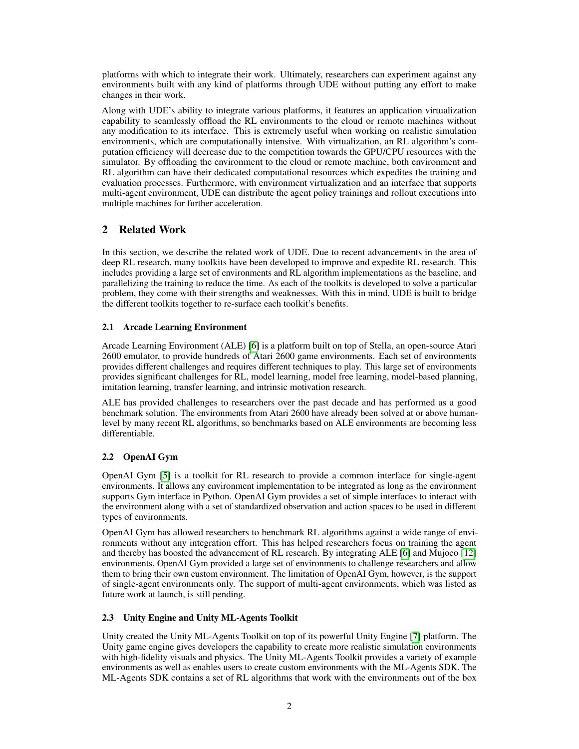platforms with which to integrate their work. Ultimately, researchers can experiment against any environments built with any kind of platforms through UDE without putting any effort to make changes in their work.

Along with UDE's ability to integrate various platforms, it features an application virtualization capability to seamlessly offload the RL environments to the cloud or remote machines without any modification to its interface. This is extremely useful when working on realistic simulation environments, which are computationally intensive. With virtualization, an RL algorithm's computation efficiency will decrease due to the competition towards the GPU/CPU resources with the simulator. By offloading the environment to the cloud or remote machine, both environment and RL algorithm can have their dedicated computational resources which expedites the training and evaluation processes. Furthermore, with environment virtualization and an interface that supports multi-agent environment, UDE can distribute the agent policy trainings and rollout executions into multiple machines for further acceleration.

## 2 Related Work

In this section, we describe the related work of UDE. Due to recent advancements in the area of deep RL research, many toolkits have been developed to improve and expedite RL research. This includes providing a large set of environments and RL algorithm implementations as the baseline, and parallelizing the training to reduce the time. As each of the toolkits is developed to solve a particular problem, they come with their strengths and weaknesses. With this in mind, UDE is built to bridge the different toolkits together to re-surface each toolkit's benefits.

### 2.1 Arcade Learning Environment

Arcade Learning Environment (ALE) [6] is a platform built on top of Stella, an open-source Atari 2600 emulator, to provide hundreds of Atari 2600 game environments. Each set of environments provides different challenges and requires different techniques to play. This large set of environments provides significant challenges for RL, model learning, model free learning, model-based planning, imitation learning, transfer learning, and intrinsic motivation research.

ALE has provided challenges to researchers over the past decade and has performed as a good benchmark solution. The environments from Atari 2600 have already been solved at or above human-level by many recent RL algorithms, so benchmarks based on ALE environments are becoming less differentiable.

### 2.2 OpenAI Gym

OpenAI Gym [5] is a toolkit for RL research to provide a common interface for single-agent environments. It allows any environment implementation to be integrated as long as the environment supports Gym interface in Python. OpenAI Gym provides a set of simple interfaces to interact with the environment along with a set of standardized observation and action spaces to be used in different types of environments.

OpenAI Gym has allowed researchers to benchmark RL algorithms against a wide range of environments without any integration effort. This has helped researchers focus on training the agent and thereby has boosted the advancement of RL research. By integrating ALE [6] and Mujoco [12] environments, OpenAI Gym provided a large set of environments to challenge researchers and allow them to bring their own custom environment. The limitation of OpenAI Gym, however, is the support of single-agent environments only. The support of multi-agent environments, which was listed as future work at launch, is still pending.

### 2.3 Unity Engine and Unity ML-Agents Toolkit

Unity created the Unity ML-Agents Toolkit on top of its powerful Unity Engine [7] platform. The Unity game engine gives developers the capability to create more realistic simulation environments with high-fidelity visuals and physics. The Unity ML-Agents Toolkit provides a variety of example environments as well as enables users to create custom environments with the ML-Agents SDK. The ML-Agents SDK contains a set of RL algorithms that work with the environments out of the box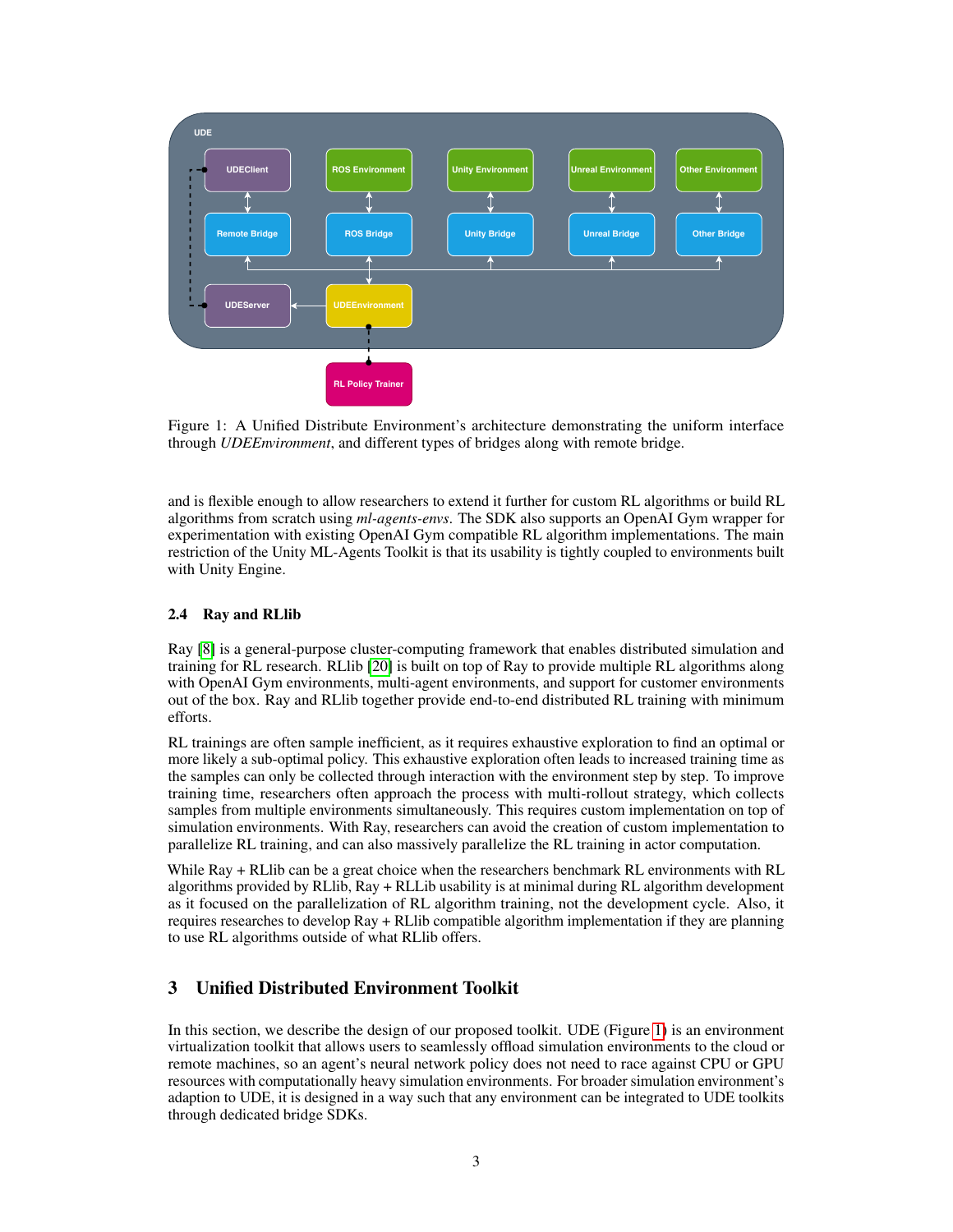Figure 1: A Unified Distribute Environment's architecture demonstrating the uniform interface through *UDEEnvironment*, and different types of bridges along with remote bridge.

and is flexible enough to allow researchers to extend it further for custom RL algorithms or build RL algorithms from scratch using *ml-agents-envs*. The SDK also supports an OpenAI Gym wrapper for experimentation with existing OpenAI Gym compatible RL algorithm implementations. The main restriction of the Unity ML-Agents Toolkit is that its usability is tightly coupled to environments built with Unity Engine.

### 2.4 Ray and RLlib

Ray [8] is a general-purpose cluster-computing framework that enables distributed simulation and training for RL research. RLlib [20] is built on top of Ray to provide multiple RL algorithms along with OpenAI Gym environments, multi-agent environments, and support for customer environments out of the box. Ray and RLlib together provide end-to-end distributed RL training with minimum efforts.

RL trainings are often sample inefficient, as it requires exhaustive exploration to find an optimal or more likely a sub-optimal policy. This exhaustive exploration often leads to increased training time as the samples can only be collected through interaction with the environment step by step. To improve training time, researchers often approach the process with multi-rollout strategy, which collects samples from multiple environments simultaneously. This requires custom implementation on top of simulation environments. With Ray, researchers can avoid the creation of custom implementation to parallelize RL training, and can also massively parallelize the RL training in actor computation.

While Ray + RLlib can be a great choice when the researchers benchmark RL environments with RL algorithms provided by RLlib, Ray + RLLib usability is at minimal during RL algorithm development as it focused on the parallelization of RL algorithm training, not the development cycle. Also, it requires researches to develop Ray + RLlib compatible algorithm implementation if they are planning to use RL algorithms outside of what RLlib offers.

## 3 Unified Distributed Environment Toolkit

In this section, we describe the design of our proposed toolkit. UDE (Figure 1) is an environment virtualization toolkit that allows users to seamlessly offload simulation environments to the cloud or remote machines, so an agent's neural network policy does not need to race against CPU or GPU resources with computationally heavy simulation environments. For broader simulation environment's adaption to UDE, it is designed in a way such that any environment can be integrated to UDE toolkits through dedicated bridge SDKs.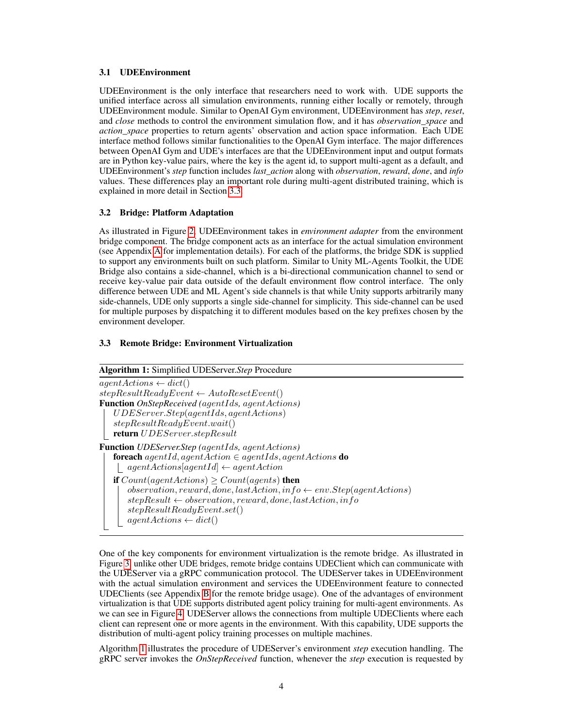### 3.1 UDEEnvironment

UDEEnvironment is the only interface that researchers need to work with. UDE supports the unified interface across all simulation environments, running either locally or remotely, through UDEEnvironment module. Similar to OpenAI Gym environment, UDEEnvironment has *step*, *reset*, and *close* methods to control the environment simulation flow, and it has *observation_space* and *action_space* properties to return agents' observation and action space information. Each UDE interface method follows similar functionalities to the OpenAI Gym interface. The major differences between OpenAI Gym and UDE's interfaces are that the UDEEnvironment input and output formats are in Python key-value pairs, where the key is the agent id, to support multi-agent as a default, and UDEEnvironment's *step* function includes *last_action* along with *observation*, *reward*, *done*, and *info* values. These differences play an important role during multi-agent distributed training, which is explained in more detail in Section 3.3.

### 3.2 Bridge: Platform Adaptation

As illustrated in Figure 2, UDEEnvironment takes in *environment adapter* from the environment bridge component. The bridge component acts as an interface for the actual simulation environment (see Appendix A for implementation details). For each of the platforms, the bridge SDK is supplied to support any environments built on such platform. Similar to Unity ML-Agents Toolkit, the UDE Bridge also contains a side-channel, which is a bi-directional communication channel to send or receive key-value pair data outside of the default environment flow control interface. The only difference between UDE and ML Agent's side channels is that while Unity supports arbitrarily many side-channels, UDE only supports a single side-channel for simplicity. This side-channel can be used for multiple purposes by dispatching it to different modules based on the key prefixes chosen by the environment developer.

### 3.3 Remote Bridge: Environment Virtualization

**Algorithm 1:** Simplified UDEServer.*Step* Procedure

```
agentActions ← dict()
stepResultReadyEvent ← AutoResetEvent()
Function OnStepReceived (agentIds, agentActions)
    UDEServer.Step(agentIds, agentActions)
    stepResultReadyEvent.wait()
    return UDEServer.stepResult
Function UDEServer.Step (agentIds, agentActions)
    foreach agentId, agentAction ∈ agentIds, agentActions do
        agentActions[agentId] ← agentAction
    if Count(agentActions) ≥ Count(agents) then
        observation, reward, done, lastAction, info ← env.Step(agentActions)
        stepResult ← observation, reward, done, lastAction, info
        stepResultReadyEvent.set()
        agentActions ← dict()
```

One of the key components for environment virtualization is the remote bridge. As illustrated in Figure 3, unlike other UDE bridges, remote bridge contains UDEClient which can communicate with the UDEServer via a gRPC communication protocol. The UDEServer takes in UDEEnvironment with the actual simulation environment and services the UDEEnvironment feature to connected UDEClients (see Appendix B for the remote bridge usage). One of the advantages of environment virtualization is that UDE supports distributed agent policy training for multi-agent environments. As we can see in Figure 4, UDEServer allows the connections from multiple UDEClients where each client can represent one or more agents in the environment. With this capability, UDE supports the distribution of multi-agent policy training processes on multiple machines.

Algorithm 1 illustrates the procedure of UDEServer's environment *step* execution handling. The gRPC server invokes the *OnStepReceived* function, whenever the *step* execution is requested by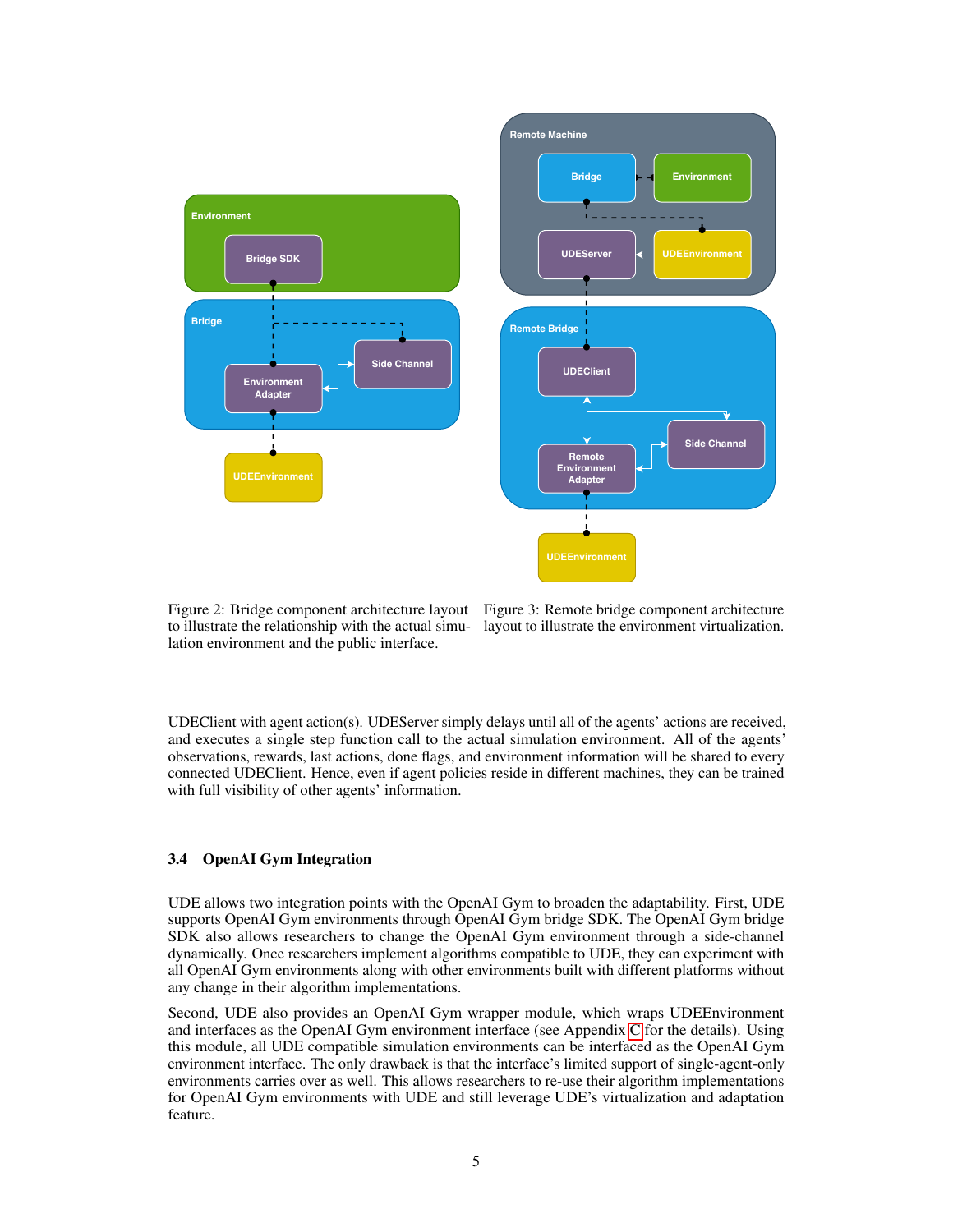Figure 2: Bridge component architecture layout to illustrate the relationship with the actual simulation environment and the public interface.

Figure 3: Remote bridge component architecture layout to illustrate the environment virtualization.

UDEClient with agent action(s). UDEServer simply delays until all of the agents' actions are received, and executes a single step function call to the actual simulation environment. All of the agents' observations, rewards, last actions, done flags, and environment information will be shared to every connected UDEClient. Hence, even if agent policies reside in different machines, they can be trained with full visibility of other agents' information.

### 3.4 OpenAI Gym Integration

UDE allows two integration points with the OpenAI Gym to broaden the adaptability. First, UDE supports OpenAI Gym environments through OpenAI Gym bridge SDK. The OpenAI Gym bridge SDK also allows researchers to change the OpenAI Gym environment through a side-channel dynamically. Once researchers implement algorithms compatible to UDE, they can experiment with all OpenAI Gym environments along with other environments built with different platforms without any change in their algorithm implementations.

Second, UDE also provides an OpenAI Gym wrapper module, which wraps UDEEnvironment and interfaces as the OpenAI Gym environment interface (see Appendix C for the details). Using this module, all UDE compatible simulation environments can be interfaced as the OpenAI Gym environment interface. The only drawback is that the interface's limited support of single-agent-only environments carries over as well. This allows researchers to re-use their algorithm implementations for OpenAI Gym environments with UDE and still leverage UDE's virtualization and adaptation feature.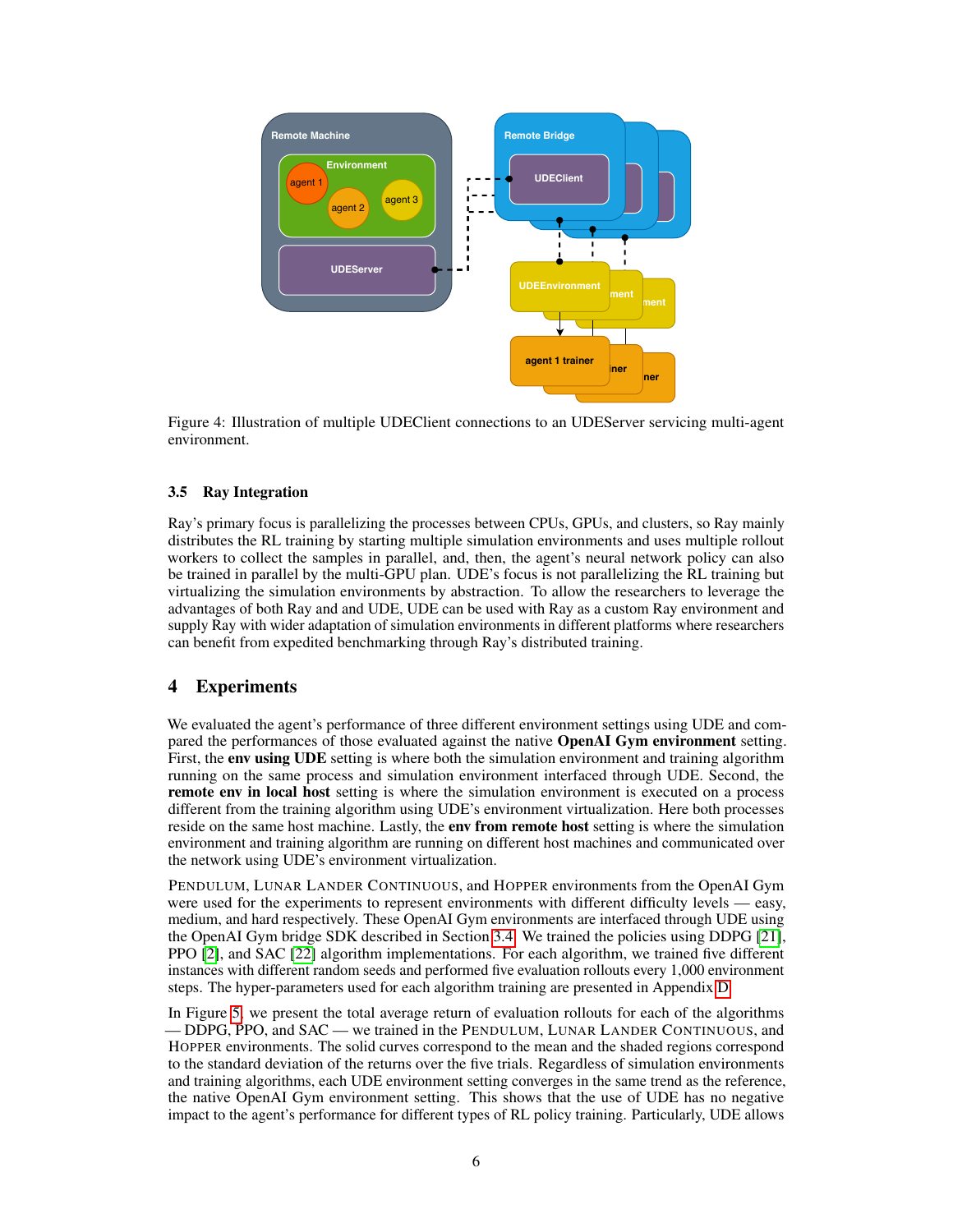Figure 4: Illustration of multiple UDEClient connections to an UDEServer servicing multi-agent environment.

### 3.5 Ray Integration

Ray's primary focus is parallelizing the processes between CPUs, GPUs, and clusters, so Ray mainly distributes the RL training by starting multiple simulation environments and uses multiple rollout workers to collect the samples in parallel, and, then, the agent's neural network policy can also be trained in parallel by the multi-GPU plan. UDE's focus is not parallelizing the RL training but virtualizing the simulation environments by abstraction. To allow the researchers to leverage the advantages of both Ray and and UDE, UDE can be used with Ray as a custom Ray environment and supply Ray with wider adaptation of simulation environments in different platforms where researchers can benefit from expedited benchmarking through Ray's distributed training.

## 4 Experiments

We evaluated the agent's performance of three different environment settings using UDE and compared the performances of those evaluated against the native **OpenAI Gym environment** setting. First, the **env using UDE** setting is where both the simulation environment and training algorithm running on the same process and simulation environment interfaced through UDE. Second, the **remote env in local host** setting is where the simulation environment is executed on a process different from the training algorithm using UDE's environment virtualization. Here both processes reside on the same host machine. Lastly, the **env from remote host** setting is where the simulation environment and training algorithm are running on different host machines and communicated over the network using UDE's environment virtualization.

PENDULUM, LUNAR LANDER CONTINUOUS, and HOPPER environments from the OpenAI Gym were used for the experiments to represent environments with different difficulty levels — easy, medium, and hard respectively. These OpenAI Gym environments are interfaced through UDE using the OpenAI Gym bridge SDK described in Section 3.4. We trained the policies using DDPG [21], PPO [2], and SAC [22] algorithm implementations. For each algorithm, we trained five different instances with different random seeds and performed five evaluation rollouts every 1,000 environment steps. The hyper-parameters used for each algorithm training are presented in Appendix D.

In Figure 5, we present the total average return of evaluation rollouts for each of the algorithms — DDPG, PPO, and SAC — we trained in the PENDULUM, LUNAR LANDER CONTINUOUS, and HOPPER environments. The solid curves correspond to the mean and the shaded regions correspond to the standard deviation of the returns over the five trials. Regardless of simulation environments and training algorithms, each UDE environment setting converges in the same trend as the reference, the native OpenAI Gym environment setting. This shows that the use of UDE has no negative impact to the agent's performance for different types of RL policy training. Particularly, UDE allows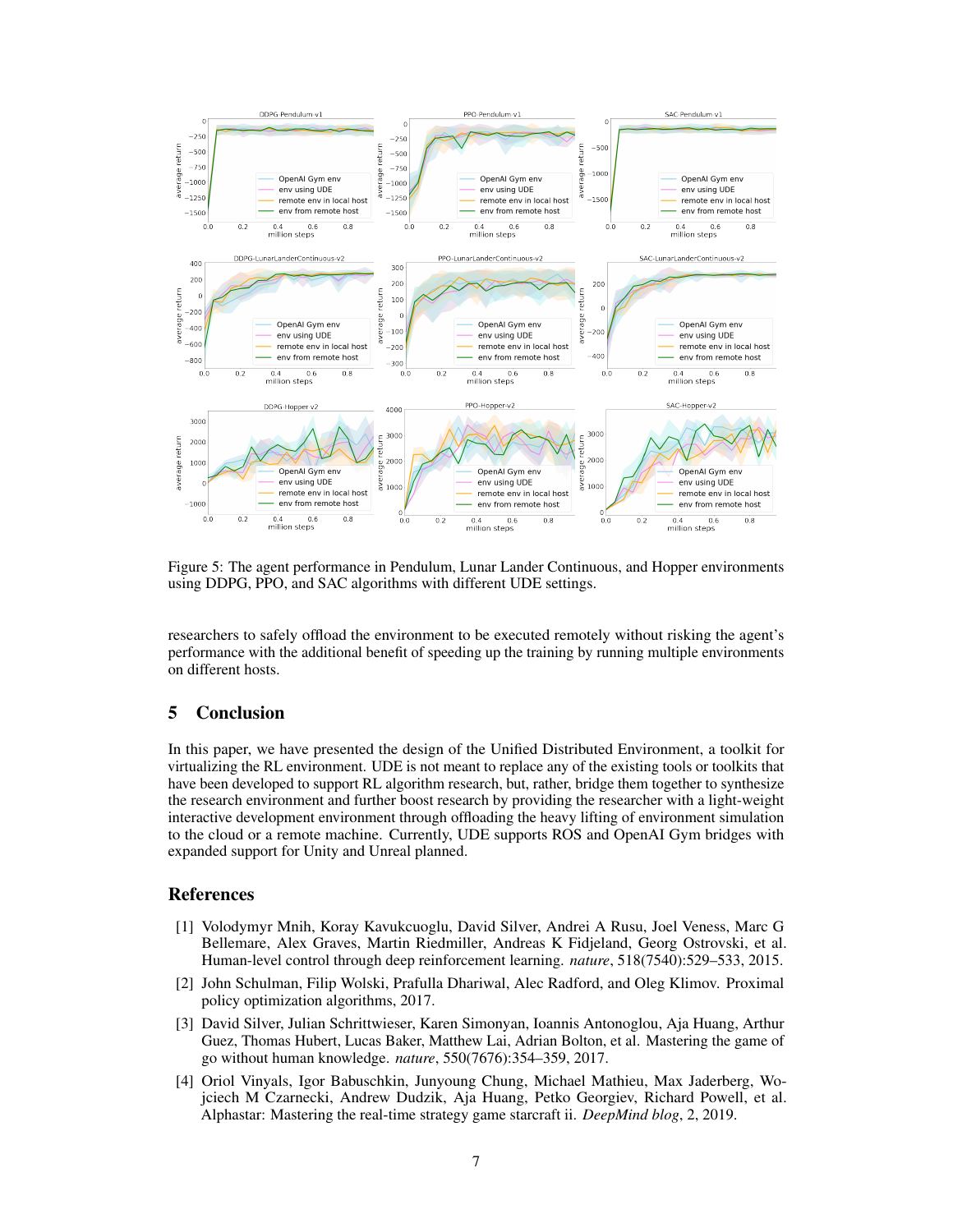Figure 5: The agent performance in Pendulum, Lunar Lander Continuous, and Hopper environments using DDPG, PPO, and SAC algorithms with different UDE settings.

researchers to safely offload the environment to be executed remotely without risking the agent's performance with the additional benefit of speeding up the training by running multiple environments on different hosts.

## 5 Conclusion

In this paper, we have presented the design of the Unified Distributed Environment, a toolkit for virtualizing the RL environment. UDE is not meant to replace any of the existing tools or toolkits that have been developed to support RL algorithm research, but, rather, bridge them together to synthesize the research environment and further boost research by providing the researcher with a light-weight interactive development environment through offloading the heavy lifting of environment simulation to the cloud or a remote machine. Currently, UDE supports ROS and OpenAI Gym bridges with expanded support for Unity and Unreal planned.

## References

[1] Volodymyr Mnih, Koray Kavukcuoglu, David Silver, Andrei A Rusu, Joel Veness, Marc G Bellemare, Alex Graves, Martin Riedmiller, Andreas K Fidjeland, Georg Ostrovski, et al. Human-level control through deep reinforcement learning. *nature*, 518(7540):529–533, 2015.

[2] John Schulman, Filip Wolski, Prafulla Dhariwal, Alec Radford, and Oleg Klimov. Proximal policy optimization algorithms, 2017.

[3] David Silver, Julian Schrittwieser, Karen Simonyan, Ioannis Antonoglou, Aja Huang, Arthur Guez, Thomas Hubert, Lucas Baker, Matthew Lai, Adrian Bolton, et al. Mastering the game of go without human knowledge. *nature*, 550(7676):354–359, 2017.

[4] Oriol Vinyals, Igor Babuschkin, Junyoung Chung, Michael Mathieu, Max Jaderberg, Wojciech M Czarnecki, Andrew Dudzik, Aja Huang, Petko Georgiev, Richard Powell, et al. Alphastar: Mastering the real-time strategy game starcraft ii. *DeepMind blog*, 2, 2019.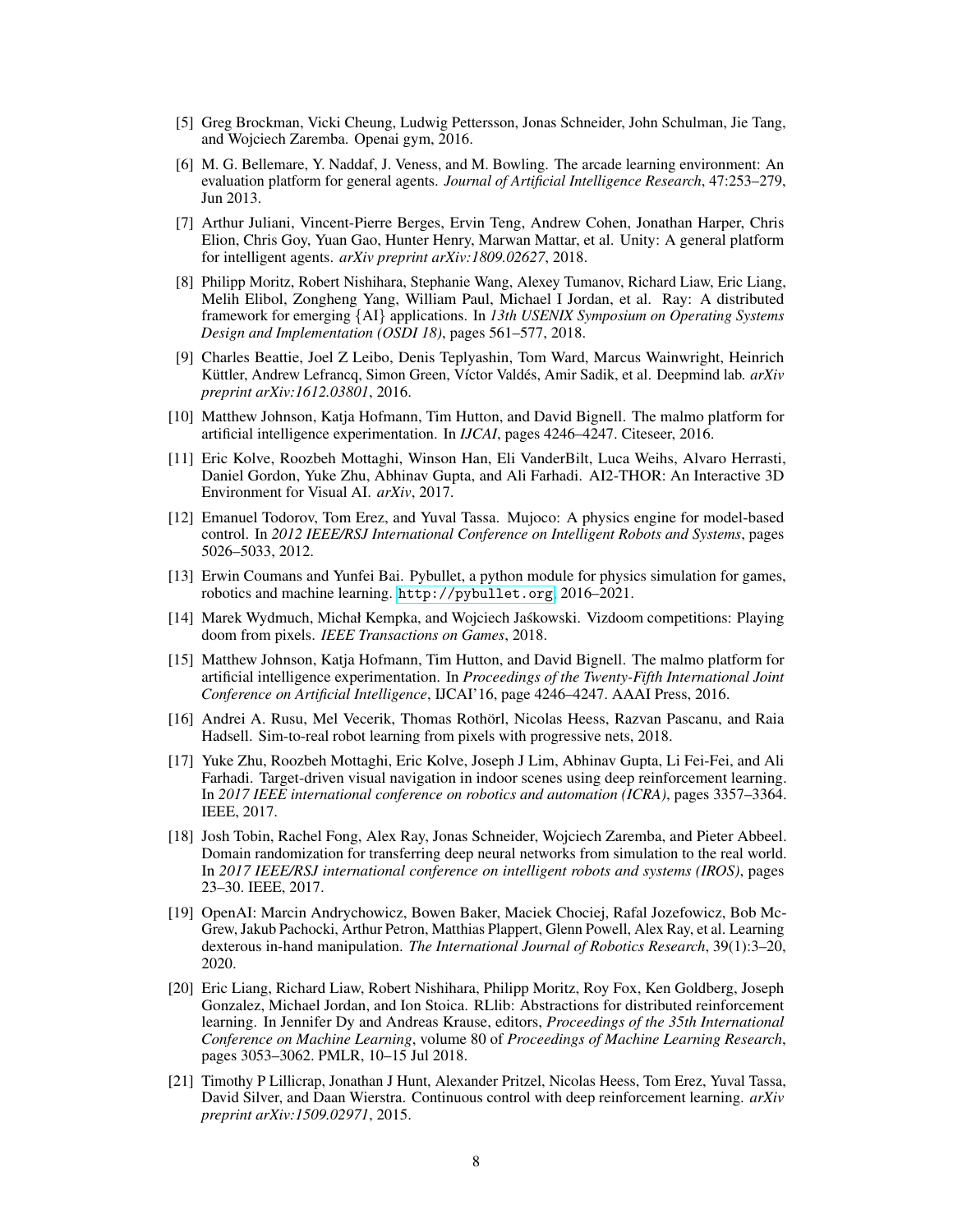[5] Greg Brockman, Vicki Cheung, Ludwig Pettersson, Jonas Schneider, John Schulman, Jie Tang, and Wojciech Zaremba. Openai gym, 2016.

[6] M. G. Bellemare, Y. Naddaf, J. Veness, and M. Bowling. The arcade learning environment: An evaluation platform for general agents. *Journal of Artificial Intelligence Research*, 47:253–279, Jun 2013.

[7] Arthur Juliani, Vincent-Pierre Berges, Ervin Teng, Andrew Cohen, Jonathan Harper, Chris Elion, Chris Goy, Yuan Gao, Hunter Henry, Marwan Mattar, et al. Unity: A general platform for intelligent agents. *arXiv preprint arXiv:1809.02627*, 2018.

[8] Philipp Moritz, Robert Nishihara, Stephanie Wang, Alexey Tumanov, Richard Liaw, Eric Liang, Melih Elibol, Zongheng Yang, William Paul, Michael I Jordan, et al. Ray: A distributed framework for emerging {AI} applications. In *13th USENIX Symposium on Operating Systems Design and Implementation (OSDI 18)*, pages 561–577, 2018.

[9] Charles Beattie, Joel Z Leibo, Denis Teplyashin, Tom Ward, Marcus Wainwright, Heinrich Küttler, Andrew Lefrancq, Simon Green, Víctor Valdés, Amir Sadik, et al. Deepmind lab. *arXiv preprint arXiv:1612.03801*, 2016.

[10] Matthew Johnson, Katja Hofmann, Tim Hutton, and David Bignell. The malmo platform for artificial intelligence experimentation. In *IJCAI*, pages 4246–4247. Citeseer, 2016.

[11] Eric Kolve, Roozbeh Mottaghi, Winson Han, Eli VanderBilt, Luca Weihs, Alvaro Herrasti, Daniel Gordon, Yuke Zhu, Abhinav Gupta, and Ali Farhadi. AI2-THOR: An Interactive 3D Environment for Visual AI. *arXiv*, 2017.

[12] Emanuel Todorov, Tom Erez, and Yuval Tassa. Mujoco: A physics engine for model-based control. In *2012 IEEE/RSJ International Conference on Intelligent Robots and Systems*, pages 5026–5033, 2012.

[13] Erwin Coumans and Yunfei Bai. Pybullet, a python module for physics simulation for games, robotics and machine learning. `http://pybullet.org`, 2016–2021.

[14] Marek Wydmuch, Michał Kempka, and Wojciech Jaśkowski. Vizdoom competitions: Playing doom from pixels. *IEEE Transactions on Games*, 2018.

[15] Matthew Johnson, Katja Hofmann, Tim Hutton, and David Bignell. The malmo platform for artificial intelligence experimentation. In *Proceedings of the Twenty-Fifth International Joint Conference on Artificial Intelligence*, IJCAI'16, page 4246–4247. AAAI Press, 2016.

[16] Andrei A. Rusu, Mel Vecerik, Thomas Rothörl, Nicolas Heess, Razvan Pascanu, and Raia Hadsell. Sim-to-real robot learning from pixels with progressive nets, 2018.

[17] Yuke Zhu, Roozbeh Mottaghi, Eric Kolve, Joseph J Lim, Abhinav Gupta, Li Fei-Fei, and Ali Farhadi. Target-driven visual navigation in indoor scenes using deep reinforcement learning. In *2017 IEEE international conference on robotics and automation (ICRA)*, pages 3357–3364. IEEE, 2017.

[18] Josh Tobin, Rachel Fong, Alex Ray, Jonas Schneider, Wojciech Zaremba, and Pieter Abbeel. Domain randomization for transferring deep neural networks from simulation to the real world. In *2017 IEEE/RSJ international conference on intelligent robots and systems (IROS)*, pages 23–30. IEEE, 2017.

[19] OpenAI: Marcin Andrychowicz, Bowen Baker, Maciek Chociej, Rafal Jozefowicz, Bob McGrew, Jakub Pachocki, Arthur Petron, Matthias Plappert, Glenn Powell, Alex Ray, et al. Learning dexterous in-hand manipulation. *The International Journal of Robotics Research*, 39(1):3–20, 2020.

[20] Eric Liang, Richard Liaw, Robert Nishihara, Philipp Moritz, Roy Fox, Ken Goldberg, Joseph Gonzalez, Michael Jordan, and Ion Stoica. RLlib: Abstractions for distributed reinforcement learning. In Jennifer Dy and Andreas Krause, editors, *Proceedings of the 35th International Conference on Machine Learning*, volume 80 of *Proceedings of Machine Learning Research*, pages 3053–3062. PMLR, 10–15 Jul 2018.

[21] Timothy P Lillicrap, Jonathan J Hunt, Alexander Pritzel, Nicolas Heess, Tom Erez, Yuval Tassa, David Silver, and Daan Wierstra. Continuous control with deep reinforcement learning. *arXiv preprint arXiv:1509.02971*, 2015.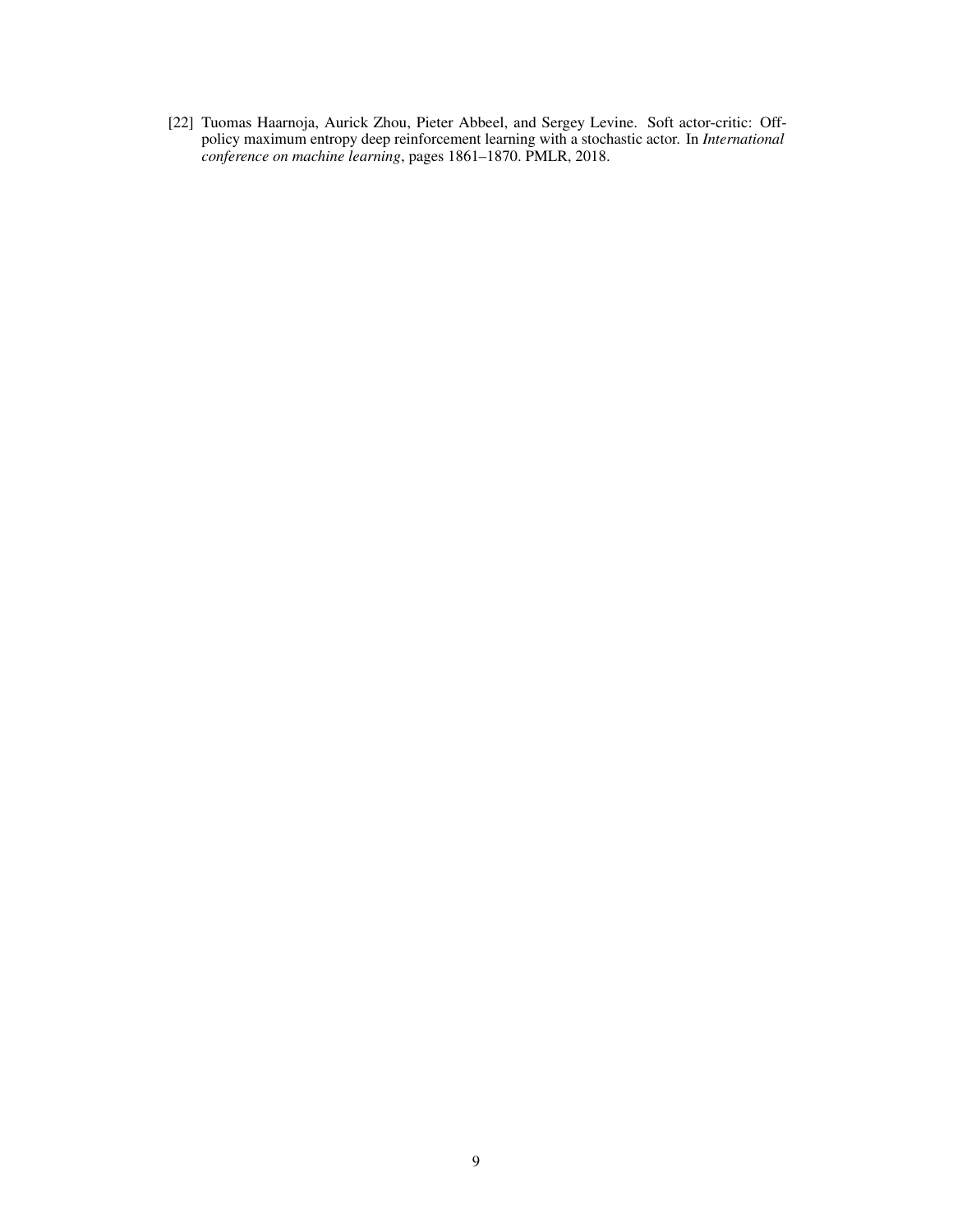[22] Tuomas Haarnoja, Aurick Zhou, Pieter Abbeel, and Sergey Levine. Soft actor-critic: Off-policy maximum entropy deep reinforcement learning with a stochastic actor. In *International conference on machine learning*, pages 1861–1870. PMLR, 2018.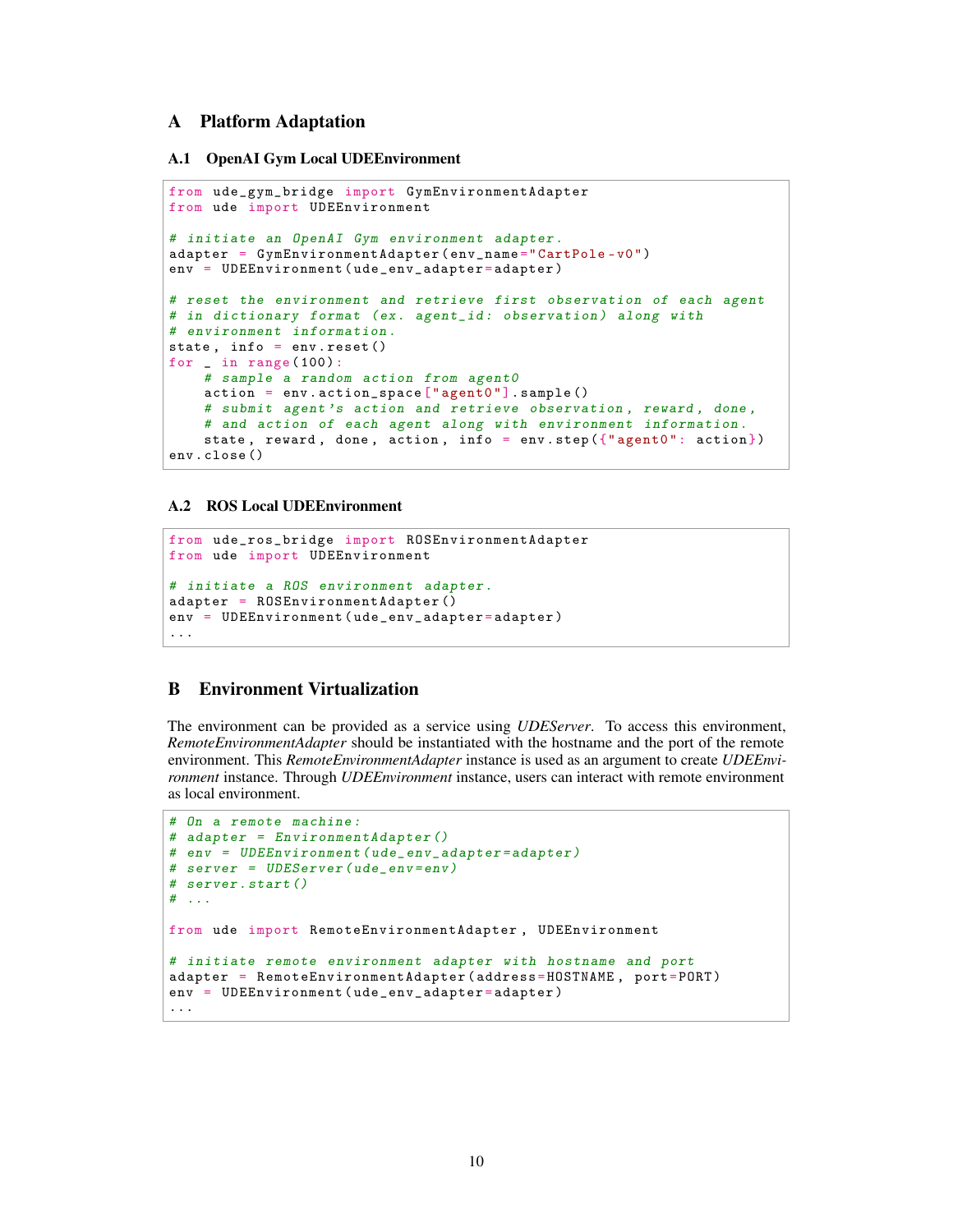# A Platform Adaptation

## A.1 OpenAI Gym Local UDEEnvironment

```
from ude_gym_bridge import GymEnvironmentAdapter
from ude import UDEEnvironment

# initiate an OpenAI Gym environment adapter.
adapter = GymEnvironmentAdapter(env_name="CartPole-v0")
env = UDEEnvironment(ude_env_adapter=adapter)

# reset the environment and retrieve first observation of each agent
# in dictionary format (ex. agent_id: observation) along with
# environment information.
state, info = env.reset()
for _ in range(100):
    # sample a random action from agent0
    action = env.action_space["agent0"].sample()
    # submit agent's action and retrieve observation, reward, done,
    # and action of each agent along with environment information.
    state, reward, done, action, info = env.step({"agent0": action})
env.close()
```

## A.2 ROS Local UDEEnvironment

```
from ude_ros_bridge import ROSEnvironmentAdapter
from ude import UDEEnvironment

# initiate a ROS environment adapter.
adapter = ROSEnvironmentAdapter()
env = UDEEnvironment(ude_env_adapter=adapter)
...
```

# B Environment Virtualization

The environment can be provided as a service using *UDEServer*. To access this environment, *RemoteEnvironmentAdapter* should be instantiated with the hostname and the port of the remote environment. This *RemoteEnvironmentAdapter* instance is used as an argument to create *UDEEnvironment* instance. Through *UDEEnvironment* instance, users can interact with remote environment as local environment.

```
# On a remote machine:
# adapter = EnvironmentAdapter()
# env = UDEEnvironment(ude_env_adapter=adapter)
# server = UDEServer(ude_env=env)
# server.start()
# ...

from ude import RemoteEnvironmentAdapter, UDEEnvironment

# initiate remote environment adapter with hostname and port
adapter = RemoteEnvironmentAdapter(address=HOSTNAME, port=PORT)
env = UDEEnvironment(ude_env_adapter=adapter)
...
```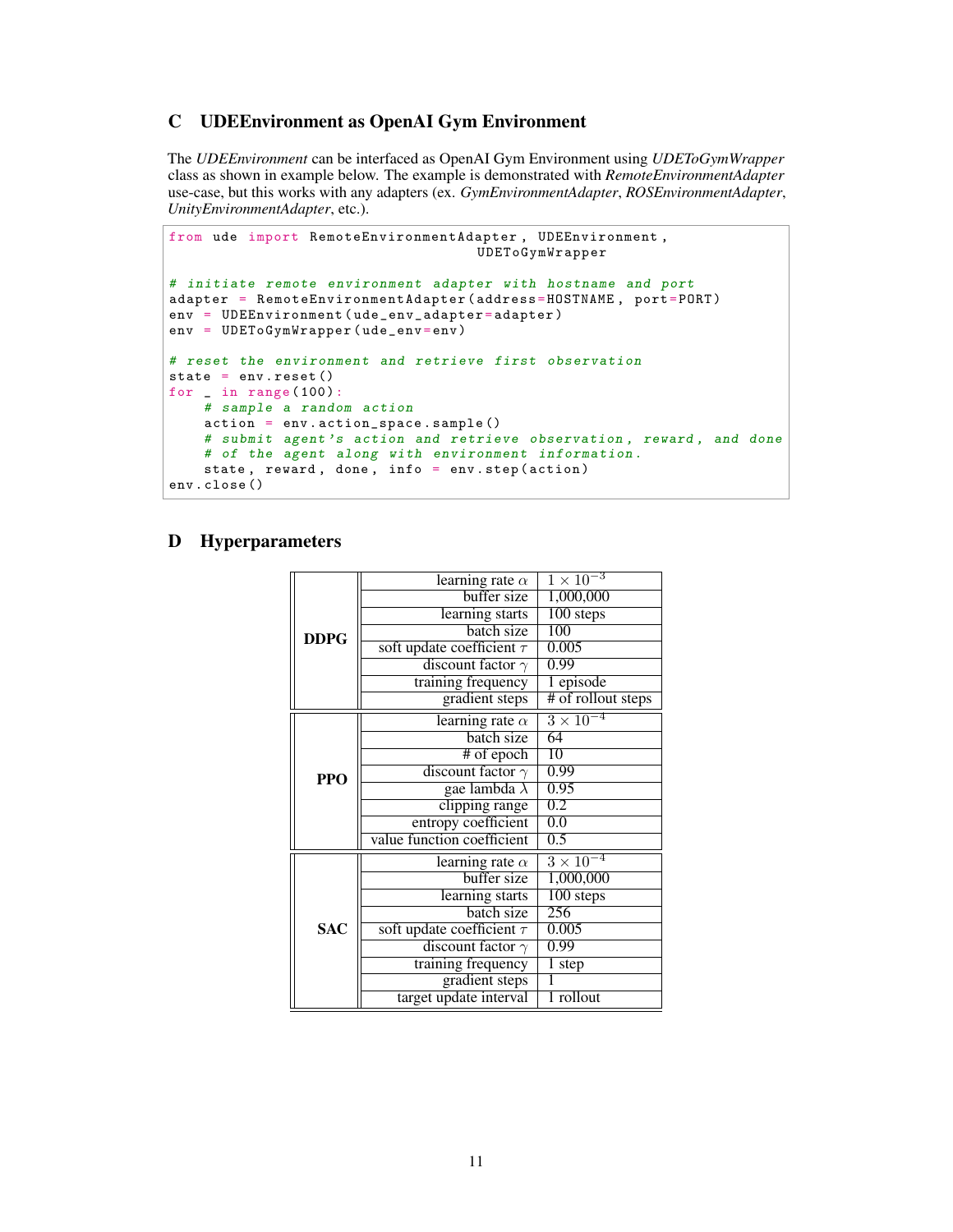## C UDEEnvironment as OpenAI Gym Environment

The *UDEEnvironment* can be interfaced as OpenAI Gym Environment using *UDEToGymWrapper* class as shown in example below. The example is demonstrated with *RemoteEnvironmentAdapter* use-case, but this works with any adapters (ex. *GymEnvironmentAdapter*, *ROSEnvironmentAdapter*, *UnityEnvironmentAdapter*, etc.).

```
from ude import RemoteEnvironmentAdapter, UDEEnvironment,
                                UDEToGymWrapper

# initiate remote environment adapter with hostname and port
adapter = RemoteEnvironmentAdapter(address=HOSTNAME, port=PORT)
env = UDEEnvironment(ude_env_adapter=adapter)
env = UDEToGymWrapper(ude_env=env)

# reset the environment and retrieve first observation
state = env.reset()
for _ in range(100):
    # sample a random action
    action = env.action_space.sample()
    # submit agent's action and retrieve observation, reward, and done
    # of the agent along with environment information.
    state, reward, done, info = env.step(action)
env.close()
```

## D Hyperparameters

| | | |
|---|---|---|
| **DDPG** | learning rate $\alpha$ | $1 \times 10^{-3}$ |
| | buffer size | 1,000,000 |
| | learning starts | 100 steps |
| | batch size | 100 |
| | soft update coefficient $\tau$ | 0.005 |
| | discount factor $\gamma$ | 0.99 |
| | training frequency | 1 episode |
| | gradient steps | # of rollout steps |
| **PPO** | learning rate $\alpha$ | $3 \times 10^{-4}$ |
| | batch size | 64 |
| | # of epoch | 10 |
| | discount factor $\gamma$ | 0.99 |
| | gae lambda $\lambda$ | 0.95 |
| | clipping range | 0.2 |
| | entropy coefficient | 0.0 |
| | value function coefficient | 0.5 |
| **SAC** | learning rate $\alpha$ | $3 \times 10^{-4}$ |
| | buffer size | 1,000,000 |
| | learning starts | 100 steps |
| | batch size | 256 |
| | soft update coefficient $\tau$ | 0.005 |
| | discount factor $\gamma$ | 0.99 |
| | training frequency | 1 step |
| | gradient steps | 1 |
| | target update interval | 1 rollout |